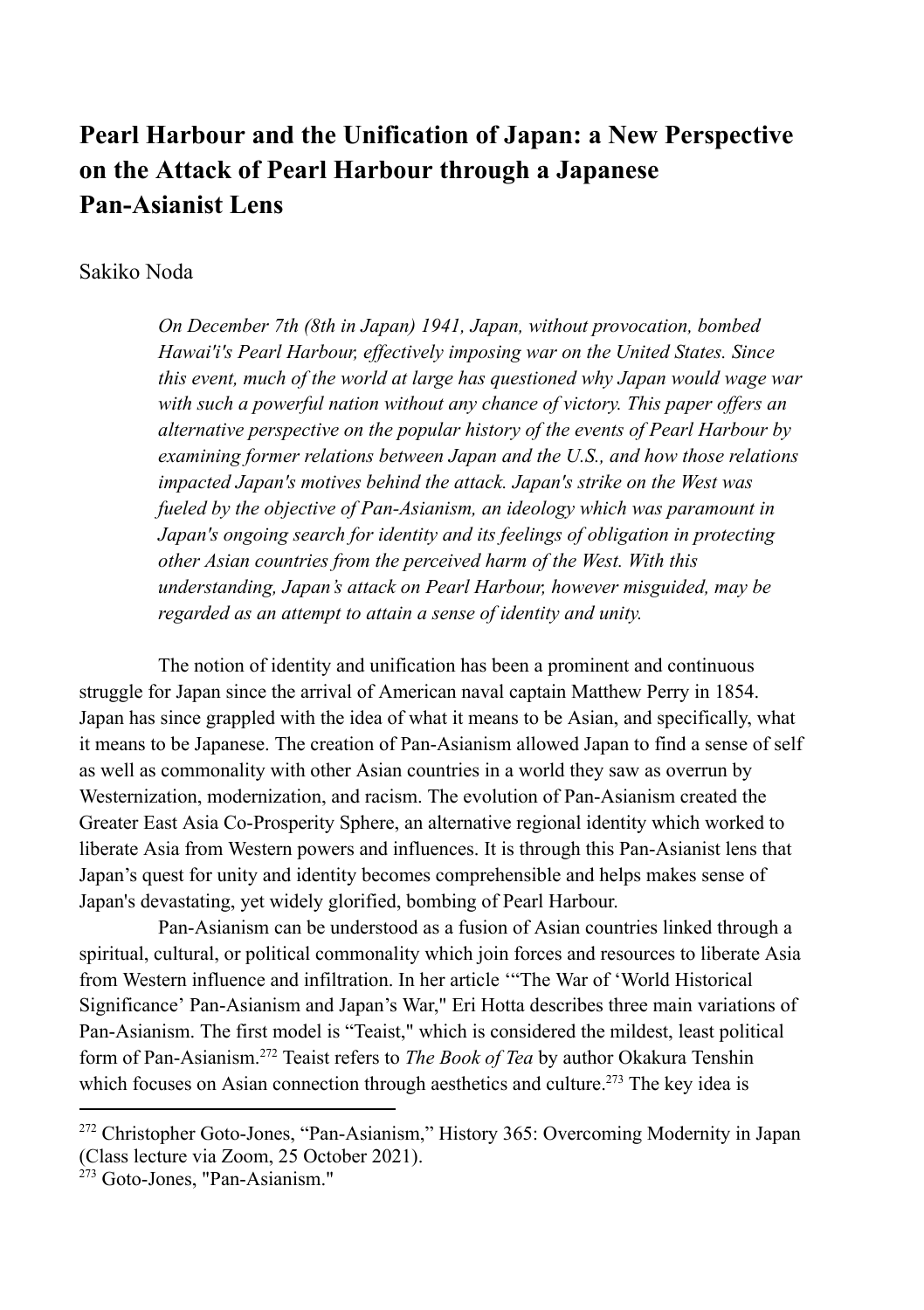# Pearl Harbour and the Unification of Japan: a New Perspective on the Attack of Pearl Harbour through a Japanese Pan-Asianist Lens

Sakiko Noda

> *On December 7th (8th in Japan) 1941, Japan, without provocation, bombed Hawai'i's Pearl Harbour, effectively imposing war on the United States. Since this event, much of the world at large has questioned why Japan would wage war with such a powerful nation without any chance of victory. This paper offers an alternative perspective on the popular history of the events of Pearl Harbour by examining former relations between Japan and the U.S., and how those relations impacted Japan's motives behind the attack. Japan's strike on the West was fueled by the objective of Pan-Asianism, an ideology which was paramount in Japan's ongoing search for identity and its feelings of obligation in protecting other Asian countries from the perceived harm of the West. With this understanding, Japan's attack on Pearl Harbour, however misguided, may be regarded as an attempt to attain a sense of identity and unity.*

The notion of identity and unification has been a prominent and continuous struggle for Japan since the arrival of American naval captain Matthew Perry in 1854. Japan has since grappled with the idea of what it means to be Asian, and specifically, what it means to be Japanese. The creation of Pan-Asianism allowed Japan to find a sense of self as well as commonality with other Asian countries in a world they saw as overrun by Westernization, modernization, and racism. The evolution of Pan-Asianism created the Greater East Asia Co-Prosperity Sphere, an alternative regional identity which worked to liberate Asia from Western powers and influences. It is through this Pan-Asianist lens that Japan's quest for unity and identity becomes comprehensible and helps makes sense of Japan's devastating, yet widely glorified, bombing of Pearl Harbour.

Pan-Asianism can be understood as a fusion of Asian countries linked through a spiritual, cultural, or political commonality which join forces and resources to liberate Asia from Western influence and infiltration. In her article '"The War of 'World Historical Significance' Pan-Asianism and Japan's War," Eri Hotta describes three main variations of Pan-Asianism. The first model is "Teaist," which is considered the mildest, least political form of Pan-Asianism.[272] Teaist refers to *The Book of Tea* by author Okakura Tenshin which focuses on Asian connection through aesthetics and culture.[273] The key idea is

---

[272] Christopher Goto-Jones, "Pan-Asianism," History 365: Overcoming Modernity in Japan (Class lecture via Zoom, 25 October 2021).

[273] Goto-Jones, "Pan-Asianism."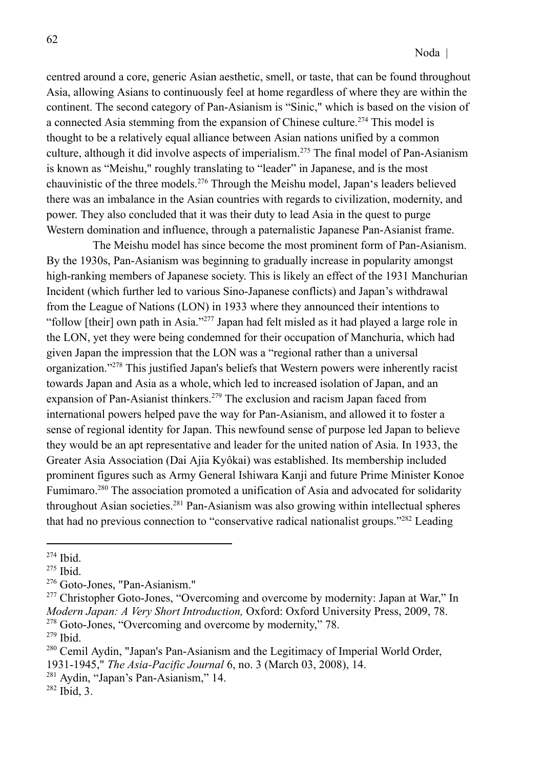centred around a core, generic Asian aesthetic, smell, or taste, that can be found throughout Asia, allowing Asians to continuously feel at home regardless of where they are within the continent. The second category of Pan-Asianism is "Sinic," which is based on the vision of a connected Asia stemming from the expansion of Chinese culture.[274] This model is thought to be a relatively equal alliance between Asian nations unified by a common culture, although it did involve aspects of imperialism.[275] The final model of Pan-Asianism is known as "Meishu," roughly translating to "leader" in Japanese, and is the most chauvinistic of the three models.[276] Through the Meishu model, Japan's leaders believed there was an imbalance in the Asian countries with regards to civilization, modernity, and power. They also concluded that it was their duty to lead Asia in the quest to purge Western domination and influence, through a paternalistic Japanese Pan-Asianist frame.

The Meishu model has since become the most prominent form of Pan-Asianism. By the 1930s, Pan-Asianism was beginning to gradually increase in popularity amongst high-ranking members of Japanese society. This is likely an effect of the 1931 Manchurian Incident (which further led to various Sino-Japanese conflicts) and Japan's withdrawal from the League of Nations (LON) in 1933 where they announced their intentions to "follow [their] own path in Asia."[277] Japan had felt misled as it had played a large role in the LON, yet they were being condemned for their occupation of Manchuria, which had given Japan the impression that the LON was a "regional rather than a universal organization."[278] This justified Japan's beliefs that Western powers were inherently racist towards Japan and Asia as a whole, which led to increased isolation of Japan, and an expansion of Pan-Asianist thinkers.[279] The exclusion and racism Japan faced from international powers helped pave the way for Pan-Asianism, and allowed it to foster a sense of regional identity for Japan. This newfound sense of purpose led Japan to believe they would be an apt representative and leader for the united nation of Asia. In 1933, the Greater Asia Association (Dai Ajia Kyôkai) was established. Its membership included prominent figures such as Army General Ishiwara Kanji and future Prime Minister Konoe Fumimaro.[280] The association promoted a unification of Asia and advocated for solidarity throughout Asian societies.[281] Pan-Asianism was also growing within intellectual spheres that had no previous connection to "conservative radical nationalist groups."[282] Leading

---

[274] Ibid.

[275] Ibid.

[276] Goto-Jones, "Pan-Asianism."

[277] Christopher Goto-Jones, "Overcoming and overcome by modernity: Japan at War," In *Modern Japan: A Very Short Introduction,* Oxford: Oxford University Press, 2009, 78.

[278] Goto-Jones, "Overcoming and overcome by modernity," 78.

[279] Ibid.

[280] Cemil Aydin, "Japan's Pan-Asianism and the Legitimacy of Imperial World Order, 1931-1945," *The Asia-Pacific Journal* 6, no. 3 (March 03, 2008), 14.

[281] Aydin, "Japan's Pan-Asianism," 14.

[282] Ibid, 3.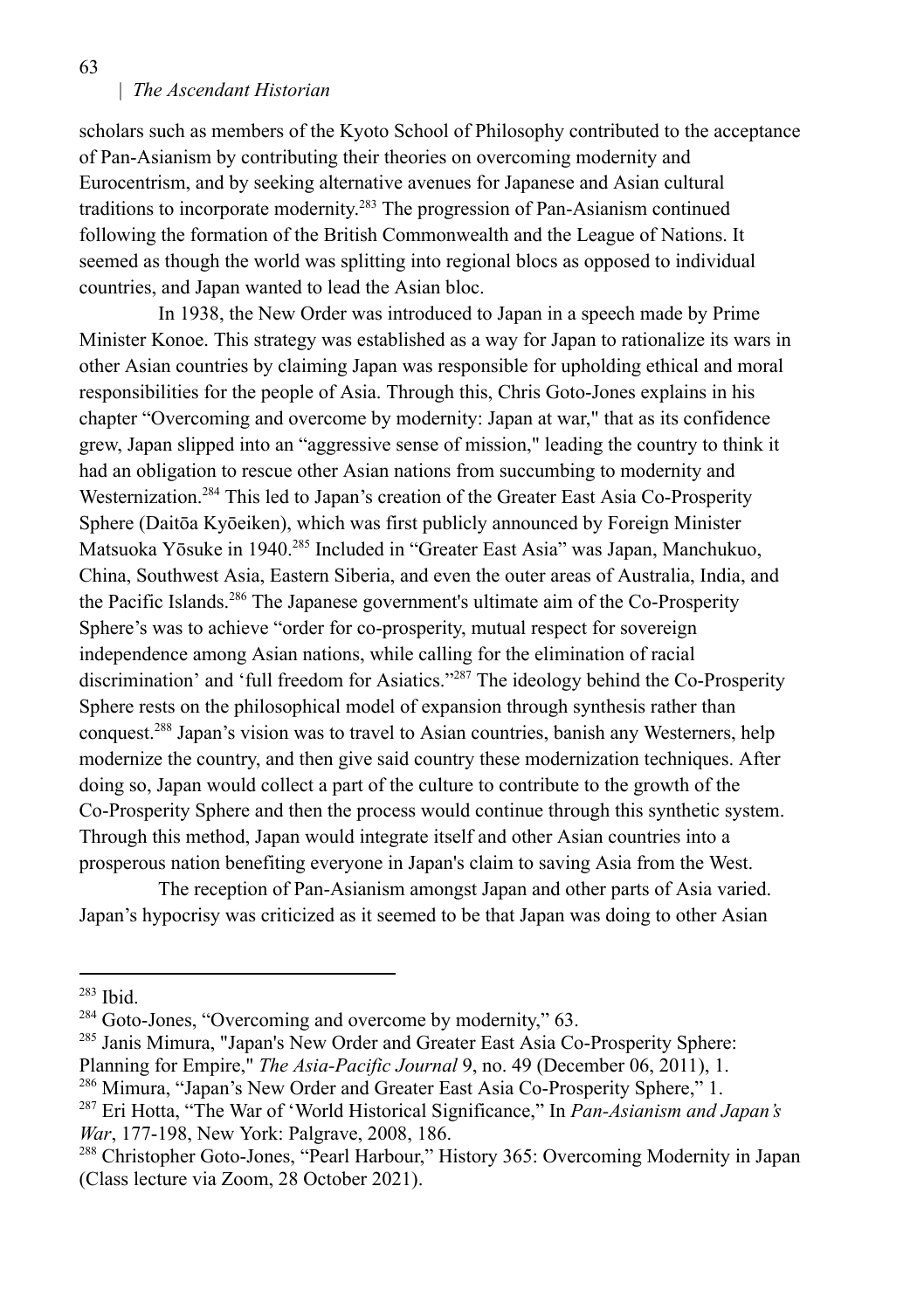scholars such as members of the Kyoto School of Philosophy contributed to the acceptance of Pan-Asianism by contributing their theories on overcoming modernity and Eurocentrism, and by seeking alternative avenues for Japanese and Asian cultural traditions to incorporate modernity.[283] The progression of Pan-Asianism continued following the formation of the British Commonwealth and the League of Nations. It seemed as though the world was splitting into regional blocs as opposed to individual countries, and Japan wanted to lead the Asian bloc.

In 1938, the New Order was introduced to Japan in a speech made by Prime Minister Konoe. This strategy was established as a way for Japan to rationalize its wars in other Asian countries by claiming Japan was responsible for upholding ethical and moral responsibilities for the people of Asia. Through this, Chris Goto-Jones explains in his chapter "Overcoming and overcome by modernity: Japan at war," that as its confidence grew, Japan slipped into an "aggressive sense of mission," leading the country to think it had an obligation to rescue other Asian nations from succumbing to modernity and Westernization.[284] This led to Japan's creation of the Greater East Asia Co-Prosperity Sphere (Daitōa Kyōeiken), which was first publicly announced by Foreign Minister Matsuoka Yōsuke in 1940.[285] Included in "Greater East Asia" was Japan, Manchukuo, China, Southwest Asia, Eastern Siberia, and even the outer areas of Australia, India, and the Pacific Islands.[286] The Japanese government's ultimate aim of the Co-Prosperity Sphere's was to achieve "order for co-prosperity, mutual respect for sovereign independence among Asian nations, while calling for the elimination of racial discrimination' and 'full freedom for Asiatics."[287] The ideology behind the Co-Prosperity Sphere rests on the philosophical model of expansion through synthesis rather than conquest.[288] Japan's vision was to travel to Asian countries, banish any Westerners, help modernize the country, and then give said country these modernization techniques. After doing so, Japan would collect a part of the culture to contribute to the growth of the Co-Prosperity Sphere and then the process would continue through this synthetic system. Through this method, Japan would integrate itself and other Asian countries into a prosperous nation benefiting everyone in Japan's claim to saving Asia from the West.

The reception of Pan-Asianism amongst Japan and other parts of Asia varied. Japan's hypocrisy was criticized as it seemed to be that Japan was doing to other Asian

---

[283] Ibid.

[284] Goto-Jones, "Overcoming and overcome by modernity," 63.

[285] Janis Mimura, "Japan's New Order and Greater East Asia Co-Prosperity Sphere: Planning for Empire," *The Asia-Pacific Journal* 9, no. 49 (December 06, 2011), 1.

[286] Mimura, "Japan's New Order and Greater East Asia Co-Prosperity Sphere," 1.

[287] Eri Hotta, "The War of 'World Historical Significance," In *Pan-Asianism and Japan's War*, 177-198, New York: Palgrave, 2008, 186.

[288] Christopher Goto-Jones, "Pearl Harbour," History 365: Overcoming Modernity in Japan (Class lecture via Zoom, 28 October 2021).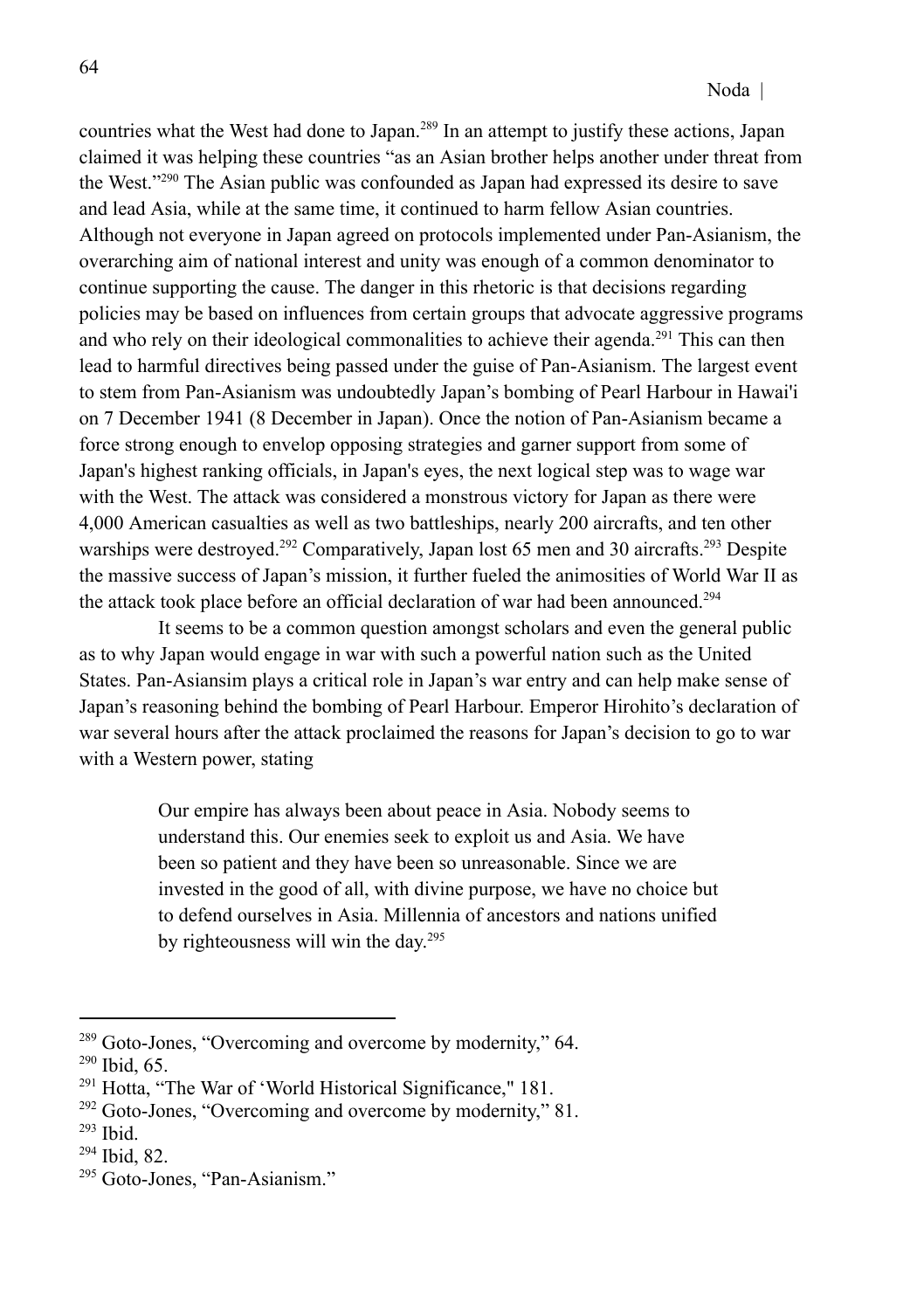countries what the West had done to Japan.[289] In an attempt to justify these actions, Japan claimed it was helping these countries "as an Asian brother helps another under threat from the West."[290] The Asian public was confounded as Japan had expressed its desire to save and lead Asia, while at the same time, it continued to harm fellow Asian countries. Although not everyone in Japan agreed on protocols implemented under Pan-Asianism, the overarching aim of national interest and unity was enough of a common denominator to continue supporting the cause. The danger in this rhetoric is that decisions regarding policies may be based on influences from certain groups that advocate aggressive programs and who rely on their ideological commonalities to achieve their agenda.[291] This can then lead to harmful directives being passed under the guise of Pan-Asianism. The largest event to stem from Pan-Asianism was undoubtedly Japan's bombing of Pearl Harbour in Hawai'i on 7 December 1941 (8 December in Japan). Once the notion of Pan-Asianism became a force strong enough to envelop opposing strategies and garner support from some of Japan's highest ranking officials, in Japan's eyes, the next logical step was to wage war with the West. The attack was considered a monstrous victory for Japan as there were 4,000 American casualties as well as two battleships, nearly 200 aircrafts, and ten other warships were destroyed.[292] Comparatively, Japan lost 65 men and 30 aircrafts.[293] Despite the massive success of Japan's mission, it further fueled the animosities of World War II as the attack took place before an official declaration of war had been announced.[294]

It seems to be a common question amongst scholars and even the general public as to why Japan would engage in war with such a powerful nation such as the United States. Pan-Asiansim plays a critical role in Japan's war entry and can help make sense of Japan's reasoning behind the bombing of Pearl Harbour. Emperor Hirohito's declaration of war several hours after the attack proclaimed the reasons for Japan's decision to go to war with a Western power, stating

> Our empire has always been about peace in Asia. Nobody seems to understand this. Our enemies seek to exploit us and Asia. We have been so patient and they have been so unreasonable. Since we are invested in the good of all, with divine purpose, we have no choice but to defend ourselves in Asia. Millennia of ancestors and nations unified by righteousness will win the day.[295]

---

[289] Goto-Jones, "Overcoming and overcome by modernity," 64.
[290] Ibid, 65.
[291] Hotta, "The War of 'World Historical Significance," 181.
[292] Goto-Jones, "Overcoming and overcome by modernity," 81.
[293] Ibid.
[294] Ibid, 82.
[295] Goto-Jones, "Pan-Asianism."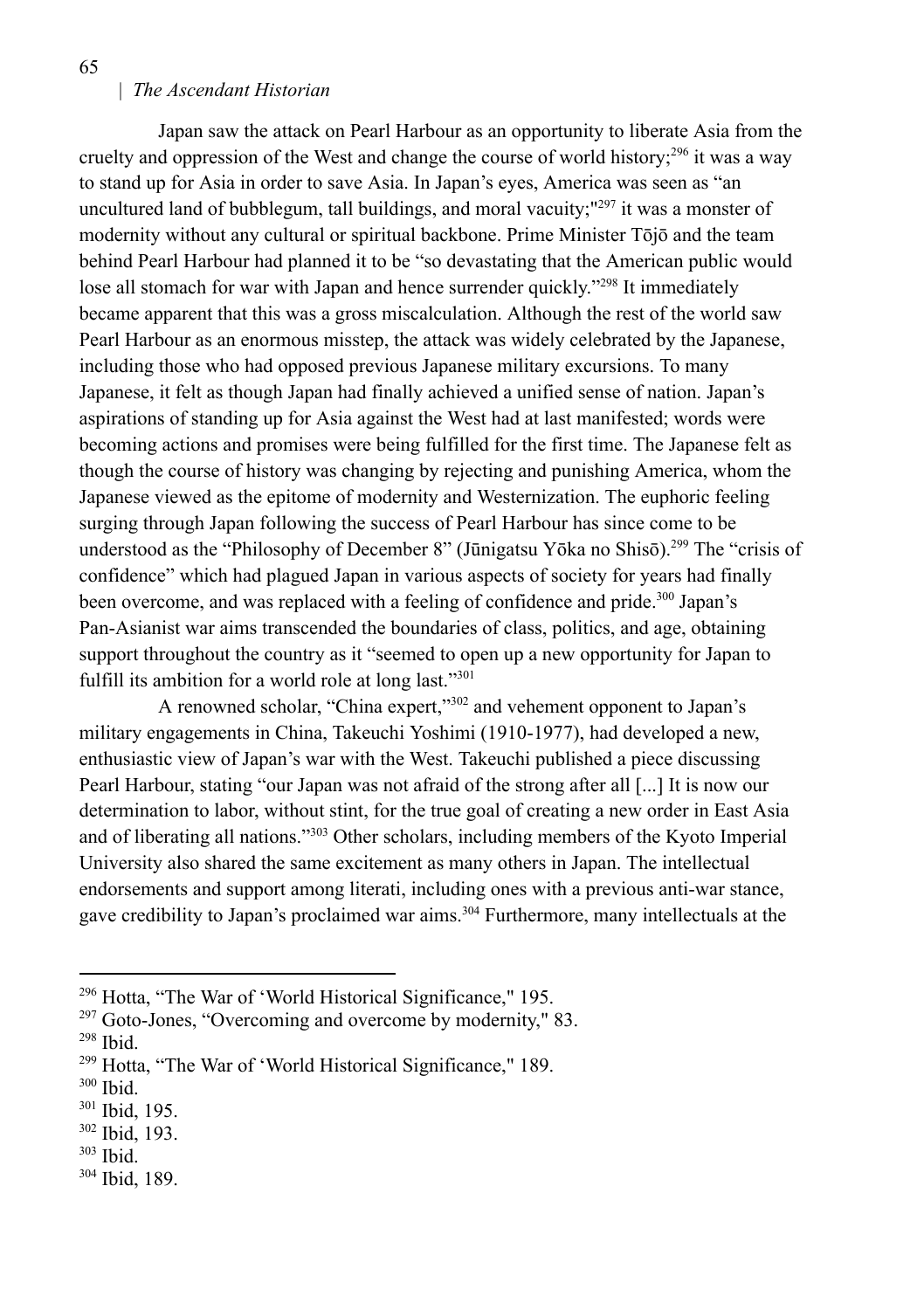Japan saw the attack on Pearl Harbour as an opportunity to liberate Asia from the cruelty and oppression of the West and change the course of world history;[296] it was a way to stand up for Asia in order to save Asia. In Japan's eyes, America was seen as "an uncultured land of bubblegum, tall buildings, and moral vacuity;"[297] it was a monster of modernity without any cultural or spiritual backbone. Prime Minister Tōjō and the team behind Pearl Harbour had planned it to be "so devastating that the American public would lose all stomach for war with Japan and hence surrender quickly."[298] It immediately became apparent that this was a gross miscalculation. Although the rest of the world saw Pearl Harbour as an enormous misstep, the attack was widely celebrated by the Japanese, including those who had opposed previous Japanese military excursions. To many Japanese, it felt as though Japan had finally achieved a unified sense of nation. Japan's aspirations of standing up for Asia against the West had at last manifested; words were becoming actions and promises were being fulfilled for the first time. The Japanese felt as though the course of history was changing by rejecting and punishing America, whom the Japanese viewed as the epitome of modernity and Westernization. The euphoric feeling surging through Japan following the success of Pearl Harbour has since come to be understood as the "Philosophy of December 8" (Jūnigatsu Yōka no Shisō).[299] The "crisis of confidence" which had plagued Japan in various aspects of society for years had finally been overcome, and was replaced with a feeling of confidence and pride.[300] Japan's Pan-Asianist war aims transcended the boundaries of class, politics, and age, obtaining support throughout the country as it "seemed to open up a new opportunity for Japan to fulfill its ambition for a world role at long last."[301]

A renowned scholar, "China expert,"[302] and vehement opponent to Japan's military engagements in China, Takeuchi Yoshimi (1910-1977), had developed a new, enthusiastic view of Japan's war with the West. Takeuchi published a piece discussing Pearl Harbour, stating "our Japan was not afraid of the strong after all [...] It is now our determination to labor, without stint, for the true goal of creating a new order in East Asia and of liberating all nations."[303] Other scholars, including members of the Kyoto Imperial University also shared the same excitement as many others in Japan. The intellectual endorsements and support among literati, including ones with a previous anti-war stance, gave credibility to Japan's proclaimed war aims.[304] Furthermore, many intellectuals at the

---

[296] Hotta, "The War of 'World Historical Significance," 195.

[297] Goto-Jones, "Overcoming and overcome by modernity," 83.

[298] Ibid.

[299] Hotta, "The War of 'World Historical Significance," 189.

[300] Ibid.

[301] Ibid, 195.

[302] Ibid, 193.

[303] Ibid.

[304] Ibid, 189.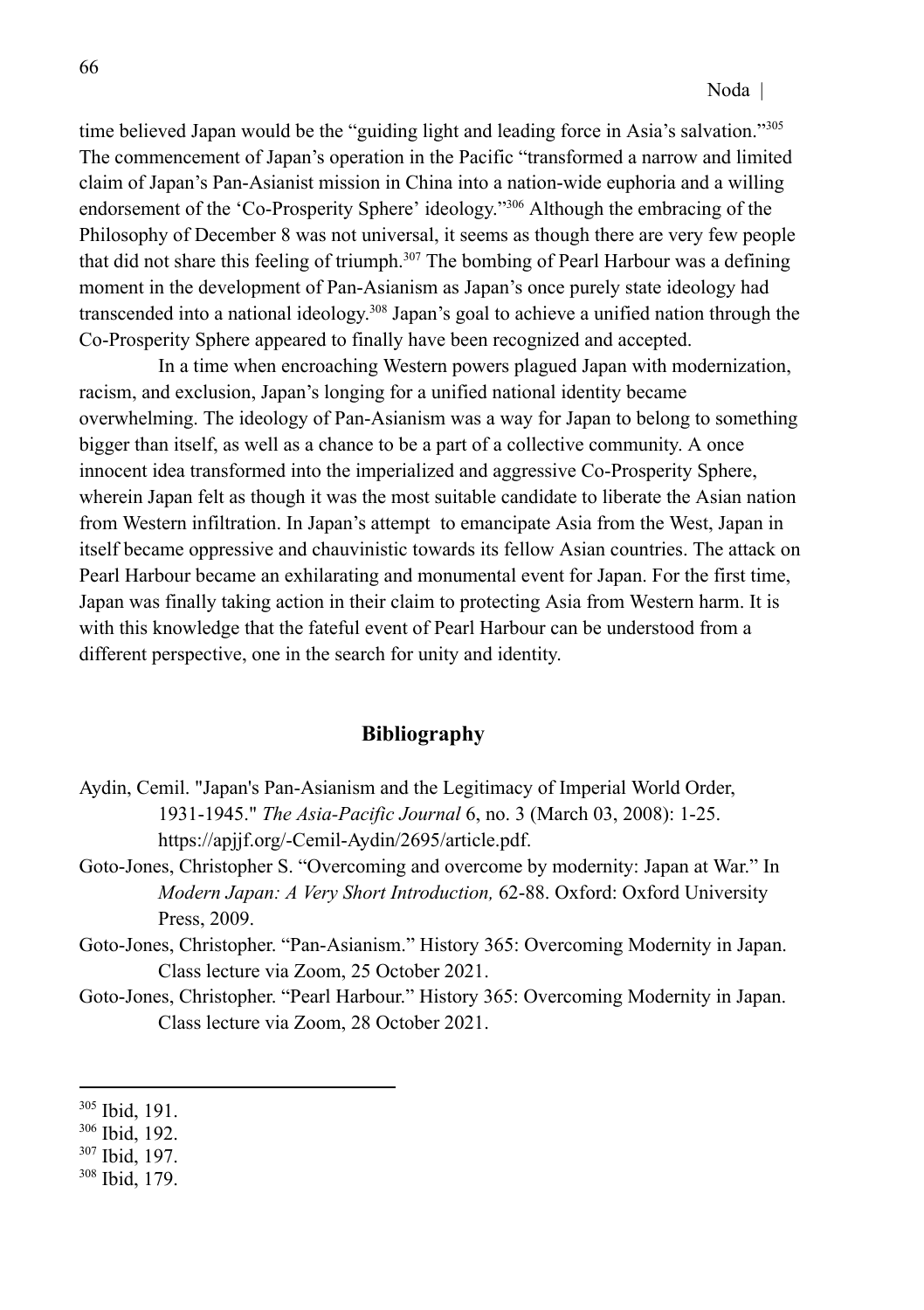time believed Japan would be the "guiding light and leading force in Asia's salvation."[305] The commencement of Japan's operation in the Pacific "transformed a narrow and limited claim of Japan's Pan-Asianist mission in China into a nation-wide euphoria and a willing endorsement of the 'Co-Prosperity Sphere' ideology."[306] Although the embracing of the Philosophy of December 8 was not universal, it seems as though there are very few people that did not share this feeling of triumph.[307] The bombing of Pearl Harbour was a defining moment in the development of Pan-Asianism as Japan's once purely state ideology had transcended into a national ideology.[308] Japan's goal to achieve a unified nation through the Co-Prosperity Sphere appeared to finally have been recognized and accepted.

In a time when encroaching Western powers plagued Japan with modernization, racism, and exclusion, Japan's longing for a unified national identity became overwhelming. The ideology of Pan-Asianism was a way for Japan to belong to something bigger than itself, as well as a chance to be a part of a collective community. A once innocent idea transformed into the imperialized and aggressive Co-Prosperity Sphere, wherein Japan felt as though it was the most suitable candidate to liberate the Asian nation from Western infiltration. In Japan's attempt to emancipate Asia from the West, Japan in itself became oppressive and chauvinistic towards its fellow Asian countries. The attack on Pearl Harbour became an exhilarating and monumental event for Japan. For the first time, Japan was finally taking action in their claim to protecting Asia from Western harm. It is with this knowledge that the fateful event of Pearl Harbour can be understood from a different perspective, one in the search for unity and identity.

## Bibliography

Aydin, Cemil. "Japan's Pan-Asianism and the Legitimacy of Imperial World Order, 1931-1945." *The Asia-Pacific Journal* 6, no. 3 (March 03, 2008): 1-25. https://apjjf.org/-Cemil-Aydin/2695/article.pdf.

Goto-Jones, Christopher S. "Overcoming and overcome by modernity: Japan at War." In *Modern Japan: A Very Short Introduction,* 62-88. Oxford: Oxford University Press, 2009.

Goto-Jones, Christopher. "Pan-Asianism." History 365: Overcoming Modernity in Japan. Class lecture via Zoom, 25 October 2021.

Goto-Jones, Christopher. "Pearl Harbour." History 365: Overcoming Modernity in Japan. Class lecture via Zoom, 28 October 2021.

---

[305] Ibid, 191.

[306] Ibid, 192.

[307] Ibid, 197.

[308] Ibid, 179.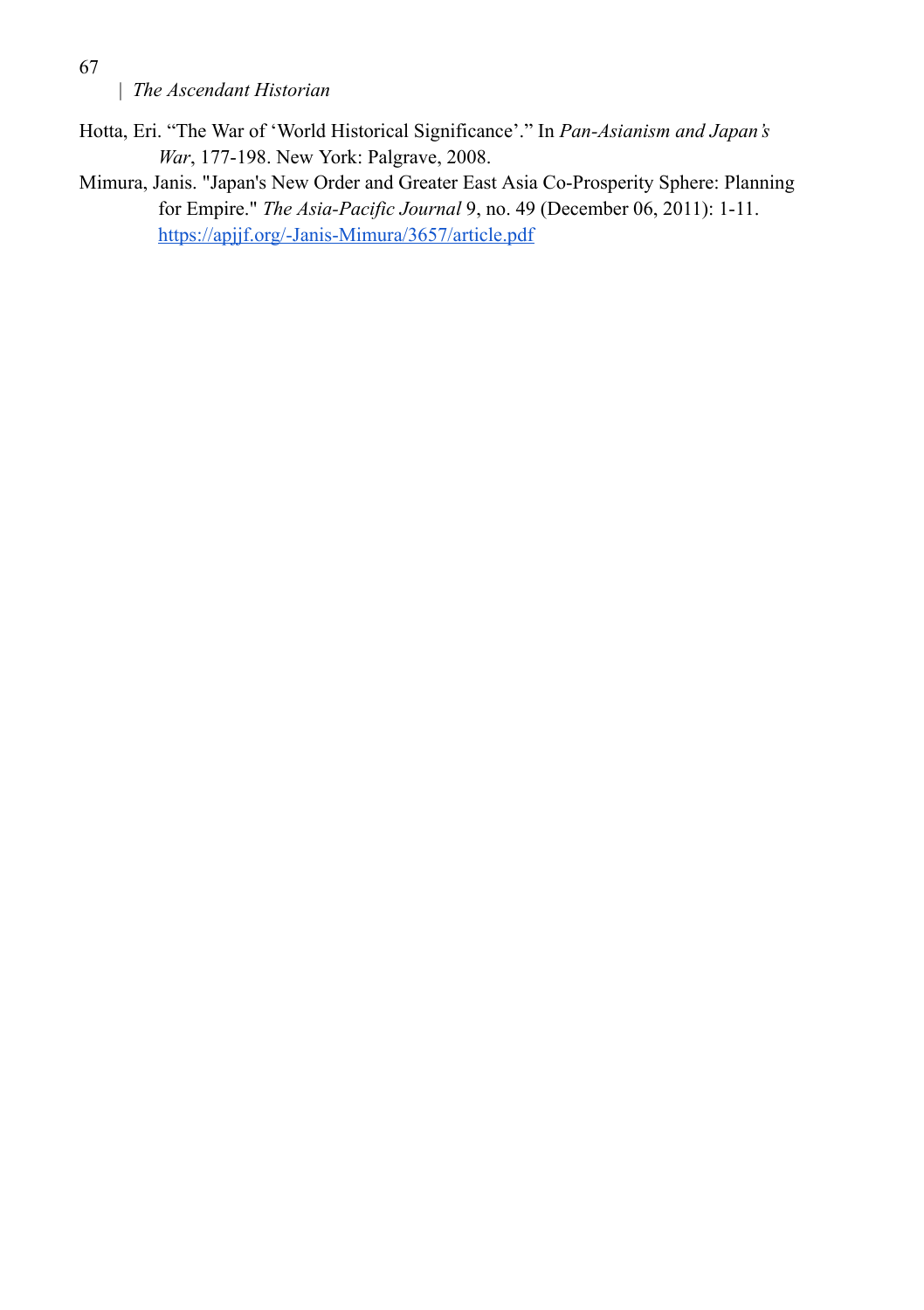Hotta, Eri. “The War of ‘World Historical Significance’.” In *Pan-Asianism and Japan’s War*, 177-198. New York: Palgrave, 2008.

Mimura, Janis. "Japan's New Order and Greater East Asia Co-Prosperity Sphere: Planning for Empire." *The Asia-Pacific Journal* 9, no. 49 (December 06, 2011): 1-11. https://apjjf.org/-Janis-Mimura/3657/article.pdf